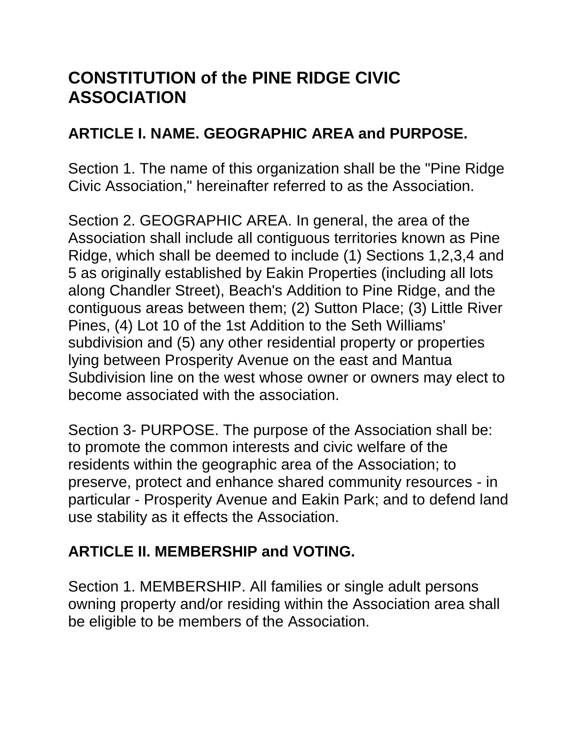# CONSTITUTION of the PINE RIDGE CIVIC ASSOCIATION

## ARTICLE I. NAME. GEOGRAPHIC AREA and PURPOSE.

Section 1. The name of this organization shall be the "Pine Ridge Civic Association," hereinafter referred to as the Association.

Section 2. GEOGRAPHIC AREA. In general, the area of the Association shall include all contiguous territories known as Pine Ridge, which shall be deemed to include (1) Sections 1,2,3,4 and 5 as originally established by Eakin Properties (including all lots along Chandler Street), Beach's Addition to Pine Ridge, and the contiguous areas between them; (2) Sutton Place; (3) Little River Pines, (4) Lot 10 of the 1st Addition to the Seth Williams' subdivision and (5) any other residential property or properties lying between Prosperity Avenue on the east and Mantua Subdivision line on the west whose owner or owners may elect to become associated with the association.

Section 3- PURPOSE. The purpose of the Association shall be: to promote the common interests and civic welfare of the residents within the geographic area of the Association; to preserve, protect and enhance shared community resources - in particular - Prosperity Avenue and Eakin Park; and to defend land use stability as it effects the Association.

## ARTICLE II. MEMBERSHIP and VOTING.

Section 1. MEMBERSHIP. All families or single adult persons owning property and/or residing within the Association area shall be eligible to be members of the Association.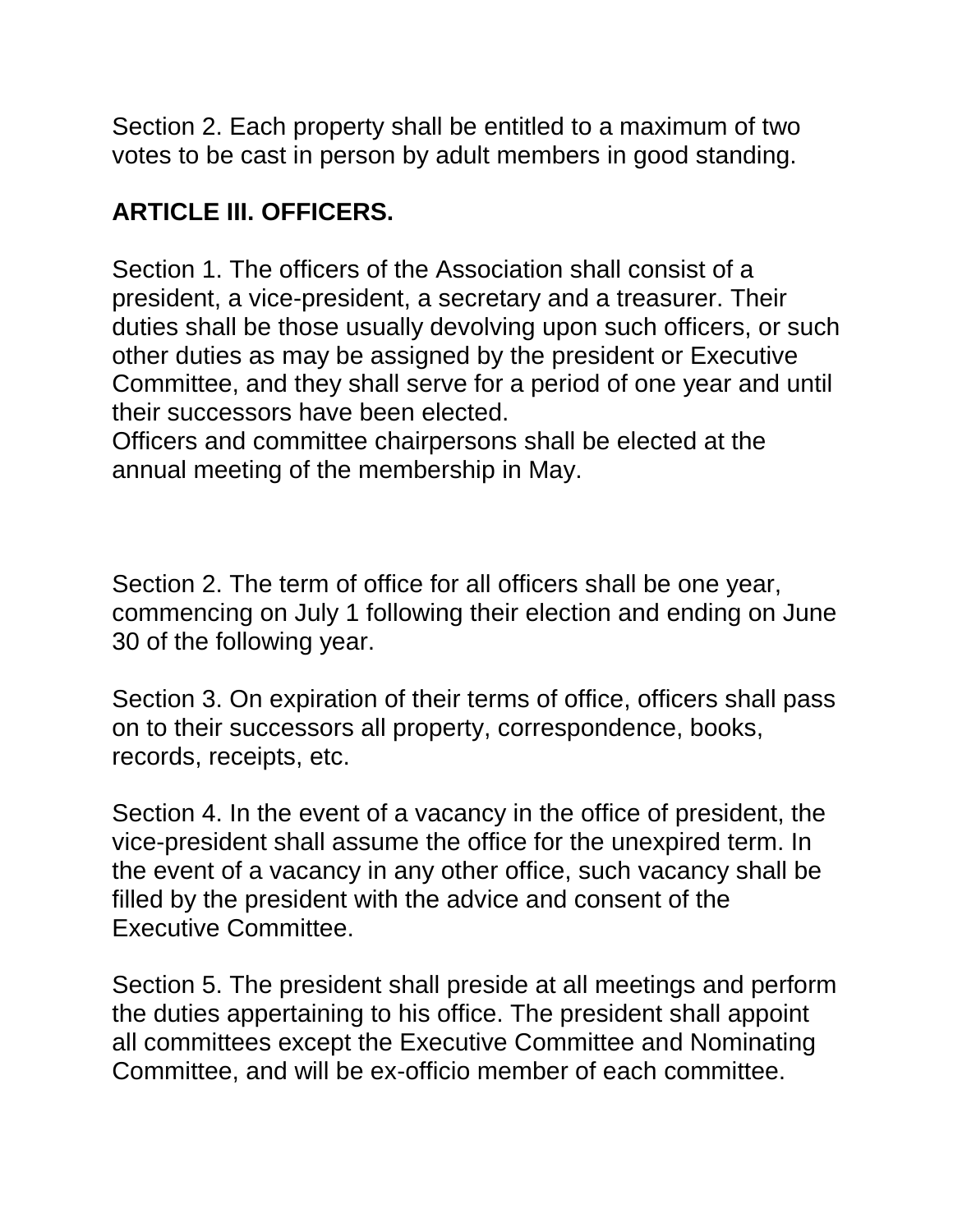Section 2. Each property shall be entitled to a maximum of two votes to be cast in person by adult members in good standing.

## ARTICLE III. OFFICERS.

Section 1. The officers of the Association shall consist of a president, a vice-president, a secretary and a treasurer. Their duties shall be those usually devolving upon such officers, or such other duties as may be assigned by the president or Executive Committee, and they shall serve for a period of one year and until their successors have been elected.
Officers and committee chairpersons shall be elected at the annual meeting of the membership in May.

Section 2. The term of office for all officers shall be one year, commencing on July 1 following their election and ending on June 30 of the following year.

Section 3. On expiration of their terms of office, officers shall pass on to their successors all property, correspondence, books, records, receipts, etc.

Section 4. In the event of a vacancy in the office of president, the vice-president shall assume the office for the unexpired term. In the event of a vacancy in any other office, such vacancy shall be filled by the president with the advice and consent of the Executive Committee.

Section 5. The president shall preside at all meetings and perform the duties appertaining to his office. The president shall appoint all committees except the Executive Committee and Nominating Committee, and will be ex-officio member of each committee.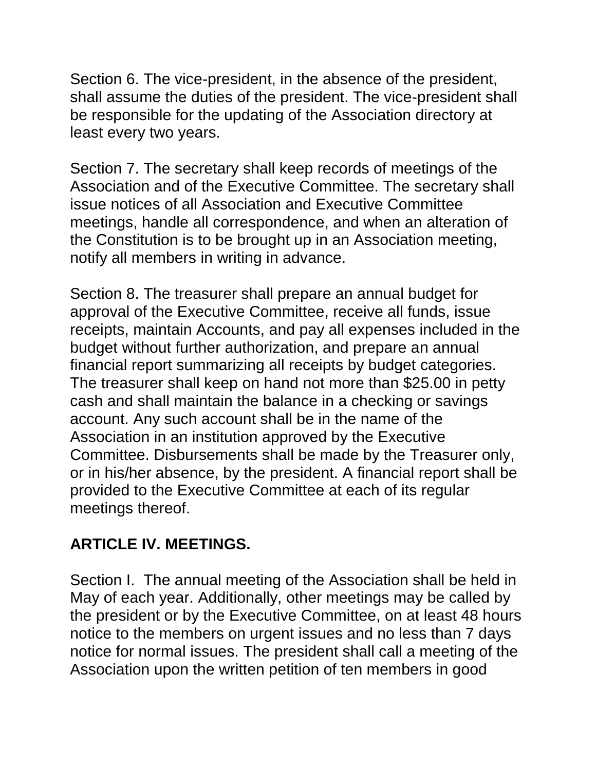Section 6. The vice-president, in the absence of the president, shall assume the duties of the president. The vice-president shall be responsible for the updating of the Association directory at least every two years.

Section 7. The secretary shall keep records of meetings of the Association and of the Executive Committee. The secretary shall issue notices of all Association and Executive Committee meetings, handle all correspondence, and when an alteration of the Constitution is to be brought up in an Association meeting, notify all members in writing in advance.

Section 8. The treasurer shall prepare an annual budget for approval of the Executive Committee, receive all funds, issue receipts, maintain Accounts, and pay all expenses included in the budget without further authorization, and prepare an annual financial report summarizing all receipts by budget categories. The treasurer shall keep on hand not more than $25.00 in petty cash and shall maintain the balance in a checking or savings account. Any such account shall be in the name of the Association in an institution approved by the Executive Committee. Disbursements shall be made by the Treasurer only, or in his/her absence, by the president. A financial report shall be provided to the Executive Committee at each of its regular meetings thereof.

**ARTICLE IV. MEETINGS.**

Section I. The annual meeting of the Association shall be held in May of each year. Additionally, other meetings may be called by the president or by the Executive Committee, on at least 48 hours notice to the members on urgent issues and no less than 7 days notice for normal issues. The president shall call a meeting of the Association upon the written petition of ten members in good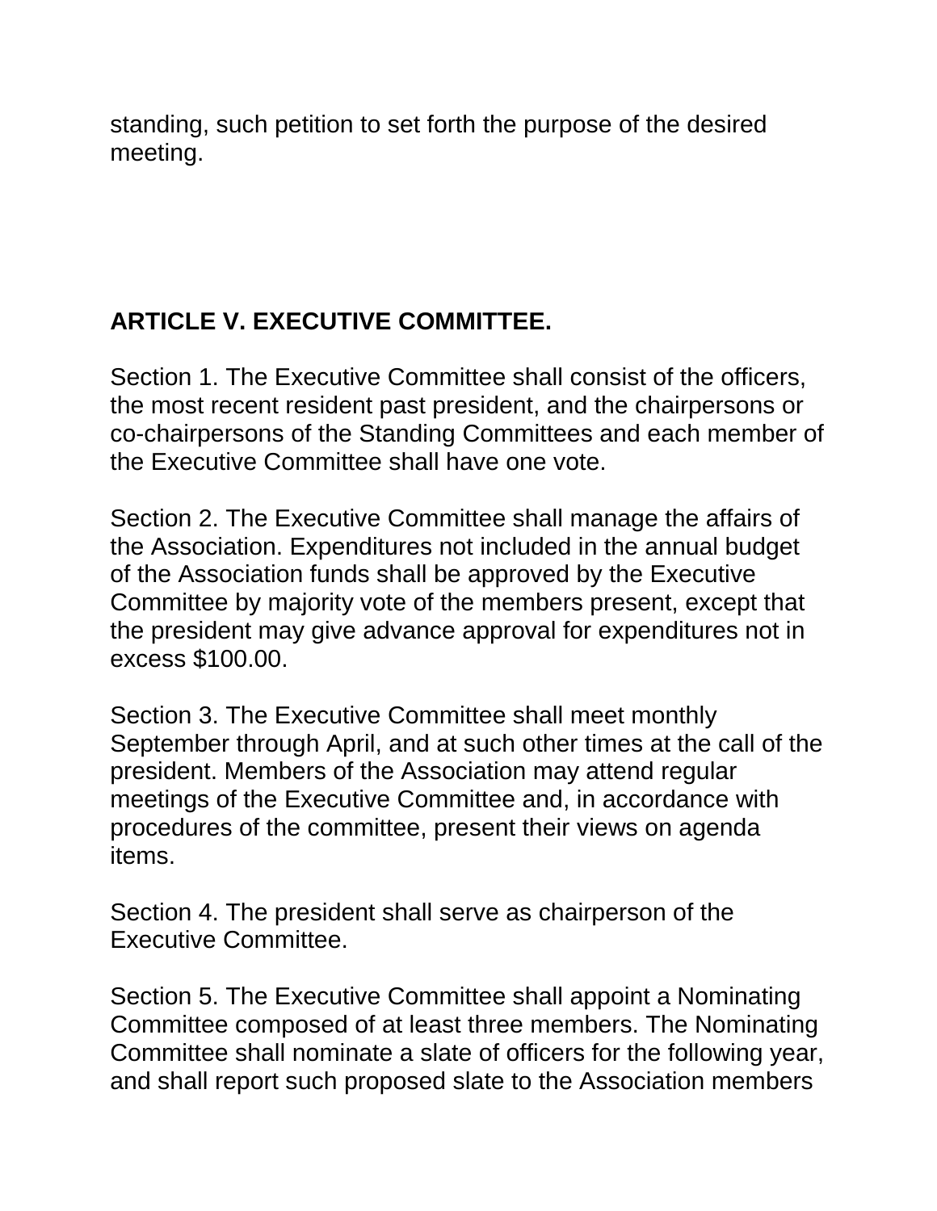standing, such petition to set forth the purpose of the desired meeting.

## ARTICLE V. EXECUTIVE COMMITTEE.

Section 1. The Executive Committee shall consist of the officers, the most recent resident past president, and the chairpersons or co-chairpersons of the Standing Committees and each member of the Executive Committee shall have one vote.

Section 2. The Executive Committee shall manage the affairs of the Association. Expenditures not included in the annual budget of the Association funds shall be approved by the Executive Committee by majority vote of the members present, except that the president may give advance approval for expenditures not in excess $100.00.

Section 3. The Executive Committee shall meet monthly September through April, and at such other times at the call of the president. Members of the Association may attend regular meetings of the Executive Committee and, in accordance with procedures of the committee, present their views on agenda items.

Section 4. The president shall serve as chairperson of the Executive Committee.

Section 5. The Executive Committee shall appoint a Nominating Committee composed of at least three members. The Nominating Committee shall nominate a slate of officers for the following year, and shall report such proposed slate to the Association members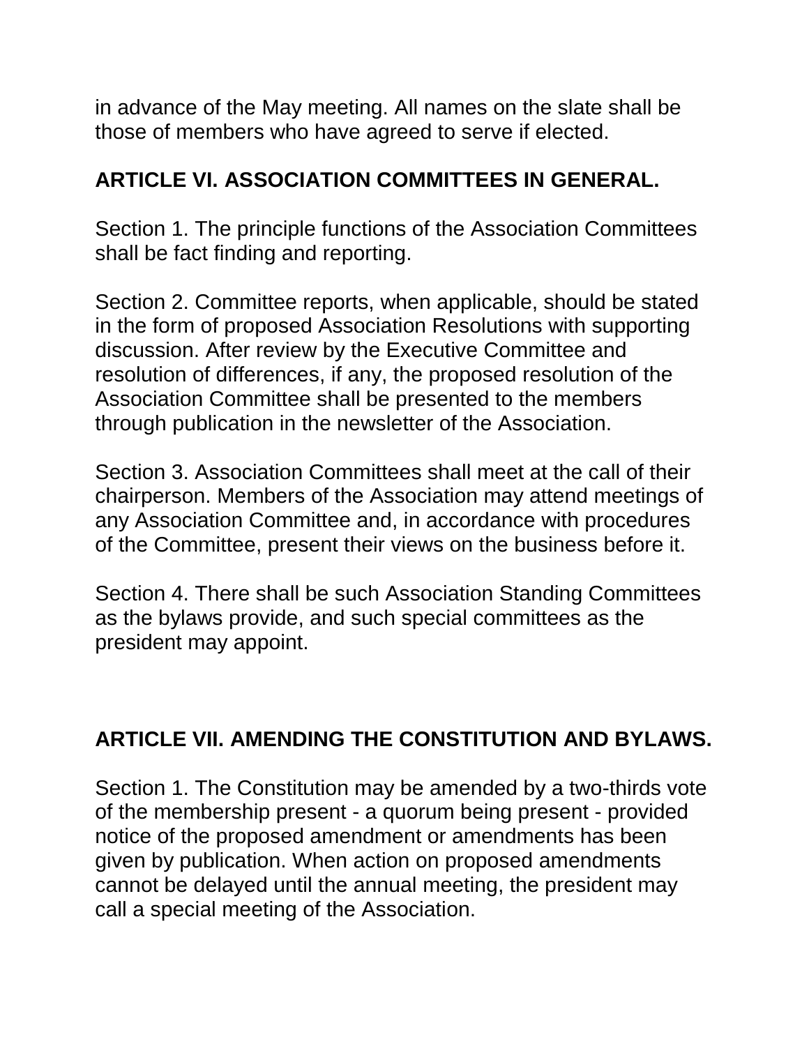in advance of the May meeting. All names on the slate shall be those of members who have agreed to serve if elected.

## ARTICLE VI. ASSOCIATION COMMITTEES IN GENERAL.

Section 1. The principle functions of the Association Committees shall be fact finding and reporting.

Section 2. Committee reports, when applicable, should be stated in the form of proposed Association Resolutions with supporting discussion. After review by the Executive Committee and resolution of differences, if any, the proposed resolution of the Association Committee shall be presented to the members through publication in the newsletter of the Association.

Section 3. Association Committees shall meet at the call of their chairperson. Members of the Association may attend meetings of any Association Committee and, in accordance with procedures of the Committee, present their views on the business before it.

Section 4. There shall be such Association Standing Committees as the bylaws provide, and such special committees as the president may appoint.

## ARTICLE VII. AMENDING THE CONSTITUTION AND BYLAWS.

Section 1. The Constitution may be amended by a two-thirds vote of the membership present - a quorum being present - provided notice of the proposed amendment or amendments has been given by publication. When action on proposed amendments cannot be delayed until the annual meeting, the president may call a special meeting of the Association.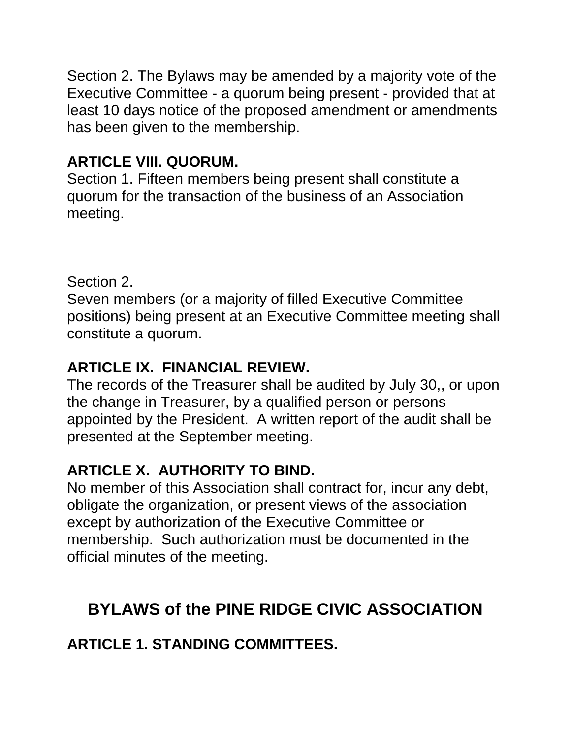Section 2. The Bylaws may be amended by a majority vote of the Executive Committee - a quorum being present - provided that at least 10 days notice of the proposed amendment or amendments has been given to the membership.

**ARTICLE VIII. QUORUM.**

Section 1. Fifteen members being present shall constitute a quorum for the transaction of the business of an Association meeting.

Section 2.

Seven members (or a majority of filled Executive Committee positions) being present at an Executive Committee meeting shall constitute a quorum.

**ARTICLE IX. FINANCIAL REVIEW.**

The records of the Treasurer shall be audited by July 30,, or upon the change in Treasurer, by a qualified person or persons appointed by the President. A written report of the audit shall be presented at the September meeting.

**ARTICLE X. AUTHORITY TO BIND.**

No member of this Association shall contract for, incur any debt, obligate the organization, or present views of the association except by authorization of the Executive Committee or membership. Such authorization must be documented in the official minutes of the meeting.

## BYLAWS of the PINE RIDGE CIVIC ASSOCIATION

**ARTICLE 1. STANDING COMMITTEES.**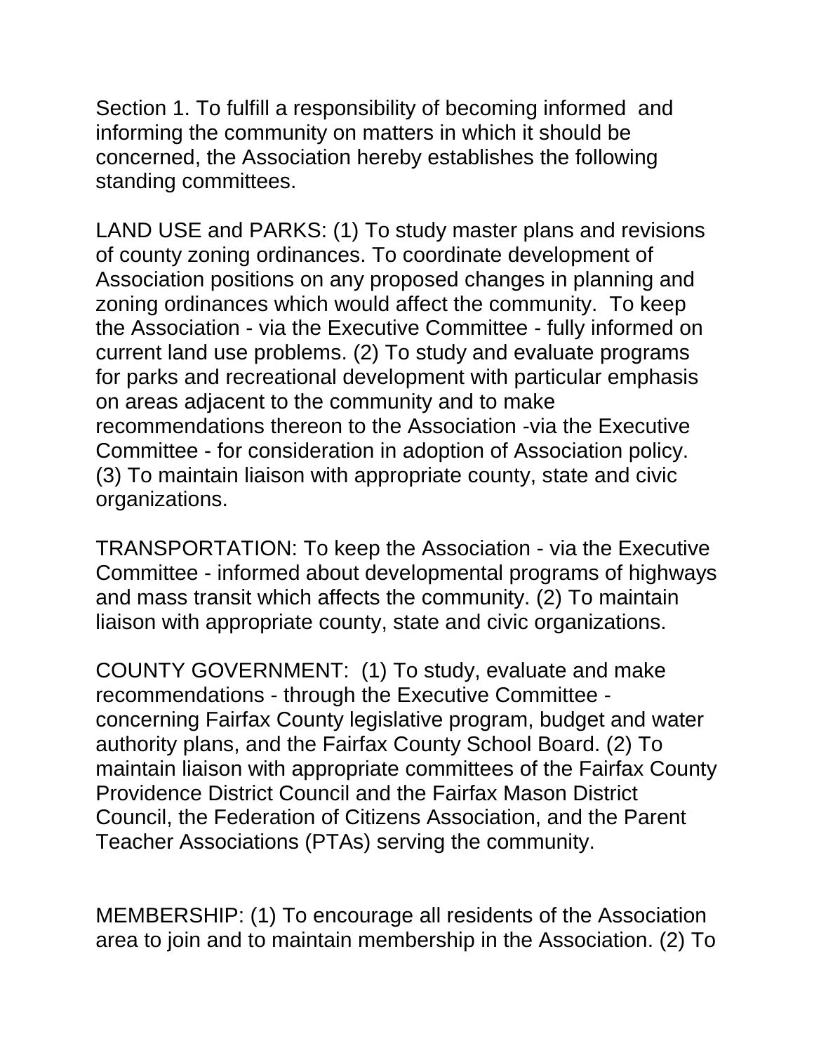Section 1. To fulfill a responsibility of becoming informed and informing the community on matters in which it should be concerned, the Association hereby establishes the following standing committees.

LAND USE and PARKS: (1) To study master plans and revisions of county zoning ordinances. To coordinate development of Association positions on any proposed changes in planning and zoning ordinances which would affect the community. To keep the Association - via the Executive Committee - fully informed on current land use problems. (2) To study and evaluate programs for parks and recreational development with particular emphasis on areas adjacent to the community and to make recommendations thereon to the Association -via the Executive Committee - for consideration in adoption of Association policy. (3) To maintain liaison with appropriate county, state and civic organizations.

TRANSPORTATION: To keep the Association - via the Executive Committee - informed about developmental programs of highways and mass transit which affects the community. (2) To maintain liaison with appropriate county, state and civic organizations.

COUNTY GOVERNMENT: (1) To study, evaluate and make recommendations - through the Executive Committee - concerning Fairfax County legislative program, budget and water authority plans, and the Fairfax County School Board. (2) To maintain liaison with appropriate committees of the Fairfax County Providence District Council and the Fairfax Mason District Council, the Federation of Citizens Association, and the Parent Teacher Associations (PTAs) serving the community.

MEMBERSHIP: (1) To encourage all residents of the Association area to join and to maintain membership in the Association. (2) To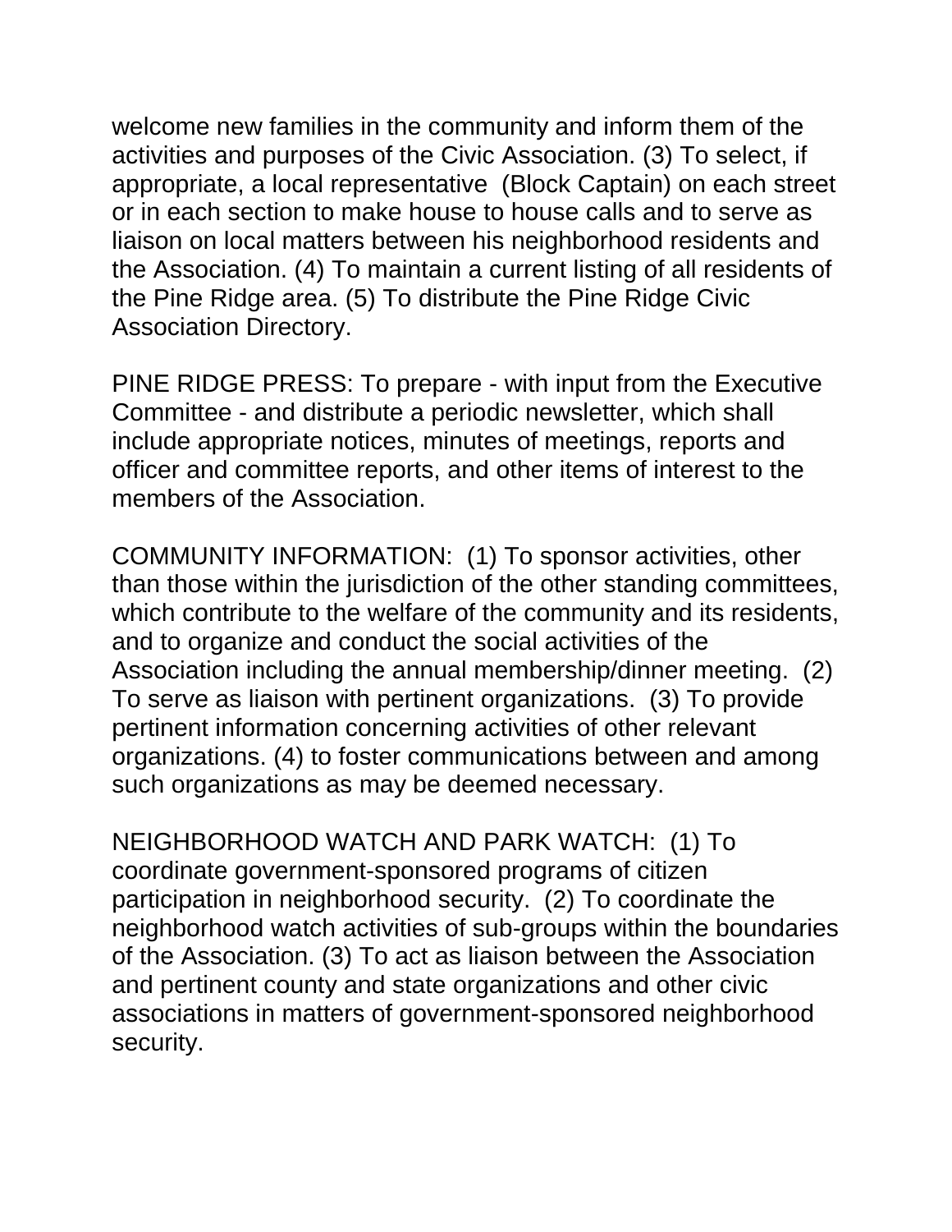welcome new families in the community and inform them of the activities and purposes of the Civic Association. (3) To select, if appropriate, a local representative (Block Captain) on each street or in each section to make house to house calls and to serve as liaison on local matters between his neighborhood residents and the Association. (4) To maintain a current listing of all residents of the Pine Ridge area. (5) To distribute the Pine Ridge Civic Association Directory.

PINE RIDGE PRESS: To prepare - with input from the Executive Committee - and distribute a periodic newsletter, which shall include appropriate notices, minutes of meetings, reports and officer and committee reports, and other items of interest to the members of the Association.

COMMUNITY INFORMATION: (1) To sponsor activities, other than those within the jurisdiction of the other standing committees, which contribute to the welfare of the community and its residents, and to organize and conduct the social activities of the Association including the annual membership/dinner meeting. (2) To serve as liaison with pertinent organizations. (3) To provide pertinent information concerning activities of other relevant organizations. (4) to foster communications between and among such organizations as may be deemed necessary.

NEIGHBORHOOD WATCH AND PARK WATCH: (1) To coordinate government-sponsored programs of citizen participation in neighborhood security. (2) To coordinate the neighborhood watch activities of sub-groups within the boundaries of the Association. (3) To act as liaison between the Association and pertinent county and state organizations and other civic associations in matters of government-sponsored neighborhood security.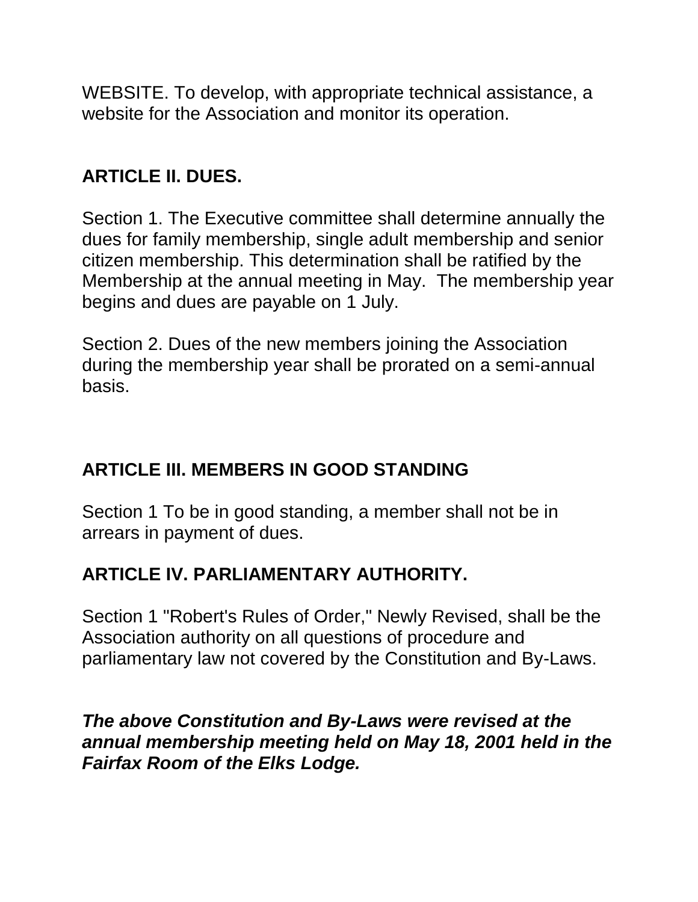WEBSITE. To develop, with appropriate technical assistance, a website for the Association and monitor its operation.

## ARTICLE II. DUES.

Section 1. The Executive committee shall determine annually the dues for family membership, single adult membership and senior citizen membership. This determination shall be ratified by the Membership at the annual meeting in May. The membership year begins and dues are payable on 1 July.

Section 2. Dues of the new members joining the Association during the membership year shall be prorated on a semi-annual basis.

## ARTICLE III. MEMBERS IN GOOD STANDING

Section 1 To be in good standing, a member shall not be in arrears in payment of dues.

## ARTICLE IV. PARLIAMENTARY AUTHORITY.

Section 1 "Robert's Rules of Order," Newly Revised, shall be the Association authority on all questions of procedure and parliamentary law not covered by the Constitution and By-Laws.

***The above Constitution and By-Laws were revised at the annual membership meeting held on May 18, 2001 held in the Fairfax Room of the Elks Lodge.***